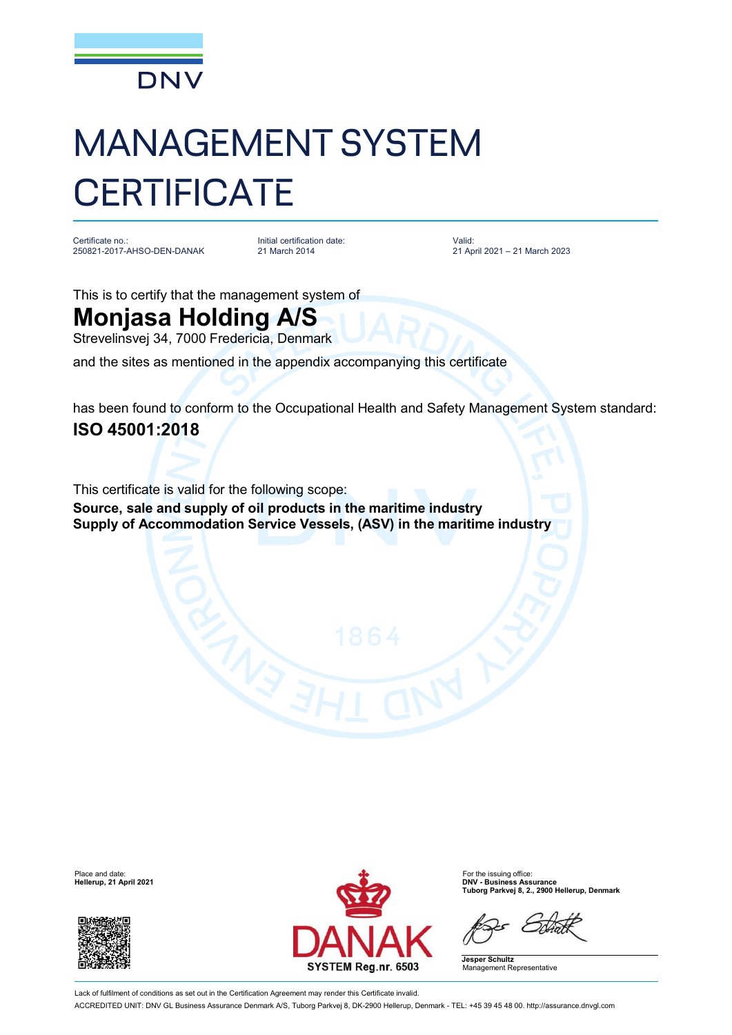DNV

# MANAGEMENT SYSTEM CERTIFICATE

| Certificate no.: | Initial certification date: | Valid: |
|---|---|---|
| 250821-2017-AHSO-DEN-DANAK | 21 March 2014 | 21 April 2021 – 21 March 2023 |

This is to certify that the management system of

## Monjasa Holding A/S

Strevelinsvej 34, 7000 Fredericia, Denmark

and the sites as mentioned in the appendix accompanying this certificate

has been found to conform to the Occupational Health and Safety Management System standard:

## ISO 45001:2018

This certificate is valid for the following scope:

**Source, sale and supply of oil products in the maritime industry**
**Supply of Accommodation Service Vessels, (ASV) in the maritime industry**

Place and date:
**Hellerup, 21 April 2021**

DANAK
SYSTEM Reg.nr. 6503

For the issuing office:
**DNV - Business Assurance**
**Tuborg Parkvej 8, 2., 2900 Hellerup, Denmark**

**Jesper Schultz**
Management Representative

Lack of fulfilment of conditions as set out in the Certification Agreement may render this Certificate invalid.

ACCREDITED UNIT: DNV GL Business Assurance Denmark A/S, Tuborg Parkvej 8, DK-2900 Hellerup, Denmark - TEL: +45 39 45 48 00. http://assurance.dnvgl.com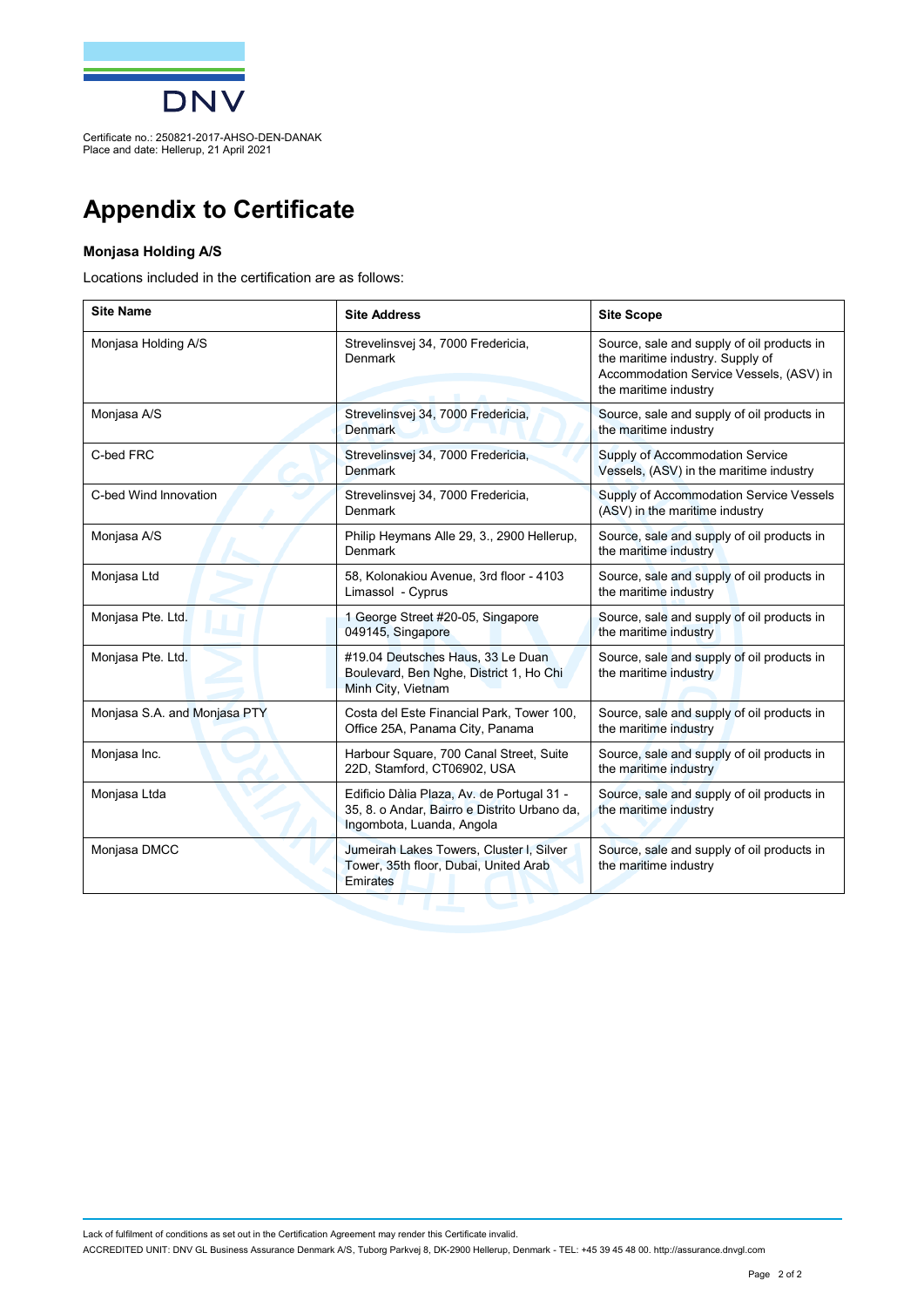Certificate no.: 250821-2017-AHSO-DEN-DANAK
Place and date: Hellerup, 21 April 2021

# Appendix to Certificate

**Monjasa Holding A/S**

Locations included in the certification are as follows:

| Site Name | Site Address | Site Scope |
|---|---|---|
| Monjasa Holding A/S | Strevelinsvej 34, 7000 Fredericia, Denmark | Source, sale and supply of oil products in the maritime industry. Supply of Accommodation Service Vessels, (ASV) in the maritime industry |
| Monjasa A/S | Strevelinsvej 34, 7000 Fredericia, Denmark | Source, sale and supply of oil products in the maritime industry |
| C-bed FRC | Strevelinsvej 34, 7000 Fredericia, Denmark | Supply of Accommodation Service Vessels, (ASV) in the maritime industry |
| C-bed Wind Innovation | Strevelinsvej 34, 7000 Fredericia, Denmark | Supply of Accommodation Service Vessels (ASV) in the maritime industry |
| Monjasa A/S | Philip Heymans Alle 29, 3., 2900 Hellerup, Denmark | Source, sale and supply of oil products in the maritime industry |
| Monjasa Ltd | 58, Kolonakiou Avenue, 3rd floor - 4103 Limassol - Cyprus | Source, sale and supply of oil products in the maritime industry |
| Monjasa Pte. Ltd. | 1 George Street #20-05, Singapore 049145, Singapore | Source, sale and supply of oil products in the maritime industry |
| Monjasa Pte. Ltd. | #19.04 Deutsches Haus, 33 Le Duan Boulevard, Ben Nghe, District 1, Ho Chi Minh City, Vietnam | Source, sale and supply of oil products in the maritime industry |
| Monjasa S.A. and Monjasa PTY | Costa del Este Financial Park, Tower 100, Office 25A, Panama City, Panama | Source, sale and supply of oil products in the maritime industry |
| Monjasa Inc. | Harbour Square, 700 Canal Street, Suite 22D, Stamford, CT06902, USA | Source, sale and supply of oil products in the maritime industry |
| Monjasa Ltda | Edificio Dàlia Plaza, Av. de Portugal 31 - 35, 8. o Andar, Bairro e Distrito Urbano da, Ingombota, Luanda, Angola | Source, sale and supply of oil products in the maritime industry |
| Monjasa DMCC | Jumeirah Lakes Towers, Cluster I, Silver Tower, 35th floor, Dubai, United Arab Emirates | Source, sale and supply of oil products in the maritime industry |

Lack of fulfilment of conditions as set out in the Certification Agreement may render this Certificate invalid.

ACCREDITED UNIT: DNV GL Business Assurance Denmark A/S, Tuborg Parkvej 8, DK-2900 Hellerup, Denmark - TEL: +45 39 45 48 00. http://assurance.dnvgl.com